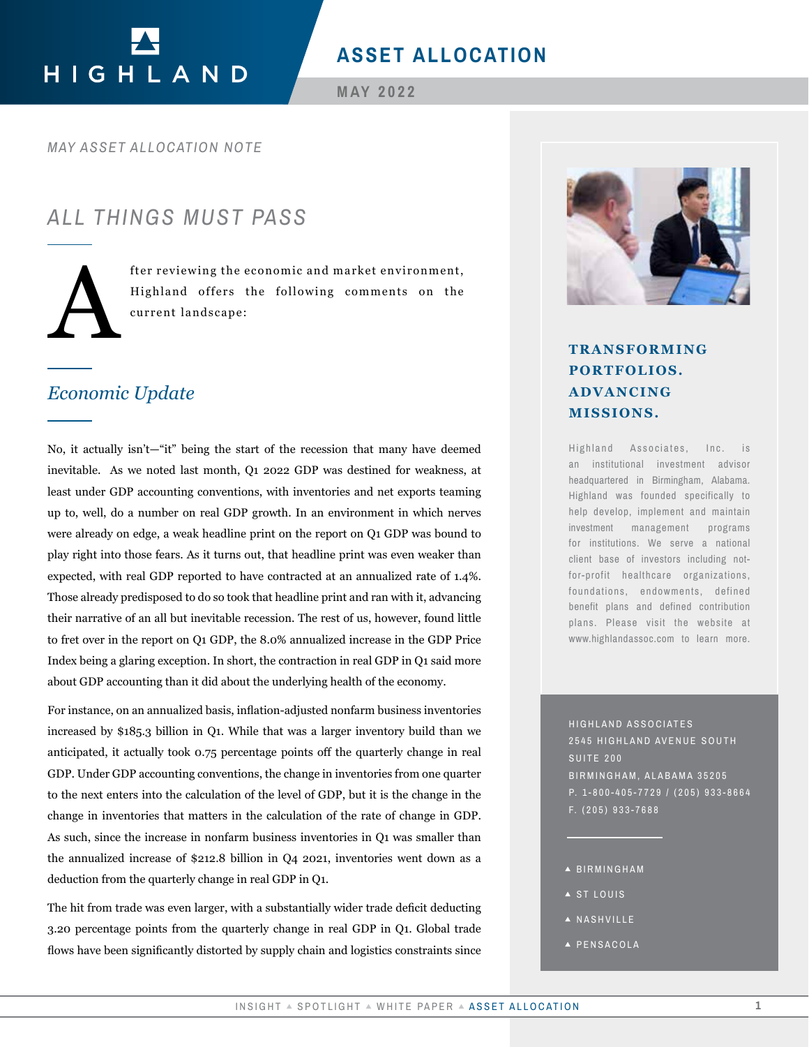# ASSET ALLOCATION

MAY 2022

*MAY ASSET ALLOCATION NOTE*

## *ALL THINGS MUST PASS*

After reviewing the economic and market environment, Highland offers the following comments on the current landscape:

### *Economic Update*

No, it actually isn't—"it" being the start of the recession that many have deemed inevitable. As we noted last month, Q1 2022 GDP was destined for weakness, at least under GDP accounting conventions, with inventories and net exports teaming up to, well, do a number on real GDP growth. In an environment in which nerves were already on edge, a weak headline print on the report on Q1 GDP was bound to play right into those fears. As it turns out, that headline print was even weaker than expected, with real GDP reported to have contracted at an annualized rate of 1.4%. Those already predisposed to do so took that headline print and ran with it, advancing their narrative of an all but inevitable recession. The rest of us, however, found little to fret over in the report on Q1 GDP, the 8.0% annualized increase in the GDP Price Index being a glaring exception. In short, the contraction in real GDP in Q1 said more about GDP accounting than it did about the underlying health of the economy.

For instance, on an annualized basis, inflation-adjusted nonfarm business inventories increased by $185.3 billion in Q1. While that was a larger inventory build than we anticipated, it actually took 0.75 percentage points off the quarterly change in real GDP. Under GDP accounting conventions, the change in inventories from one quarter to the next enters into the calculation of the level of GDP, but it is the change in the change in inventories that matters in the calculation of the rate of change in GDP. As such, since the increase in nonfarm business inventories in Q1 was smaller than the annualized increase of $212.8 billion in Q4 2021, inventories went down as a deduction from the quarterly change in real GDP in Q1.

The hit from trade was even larger, with a substantially wider trade deficit deducting 3.20 percentage points from the quarterly change in real GDP in Q1. Global trade flows have been significantly distorted by supply chain and logistics constraints since

**TRANSFORMING PORTFOLIOS. ADVANCING MISSIONS.**

Highland Associates, Inc. is an institutional investment advisor headquartered in Birmingham, Alabama. Highland was founded specifically to help develop, implement and maintain investment management programs for institutions. We serve a national client base of investors including not-for-profit healthcare organizations, foundations, endowments, defined benefit plans and defined contribution plans. Please visit the website at www.highlandassoc.com to learn more.

HIGHLAND ASSOCIATES
2545 HIGHLAND AVENUE SOUTH
SUITE 200
BIRMINGHAM, ALABAMA 35205
P. 1-800-405-7729 / (205) 933-8664
F. (205) 933-7688

- BIRMINGHAM
- ST LOUIS
- NASHVILLE
- PENSACOLA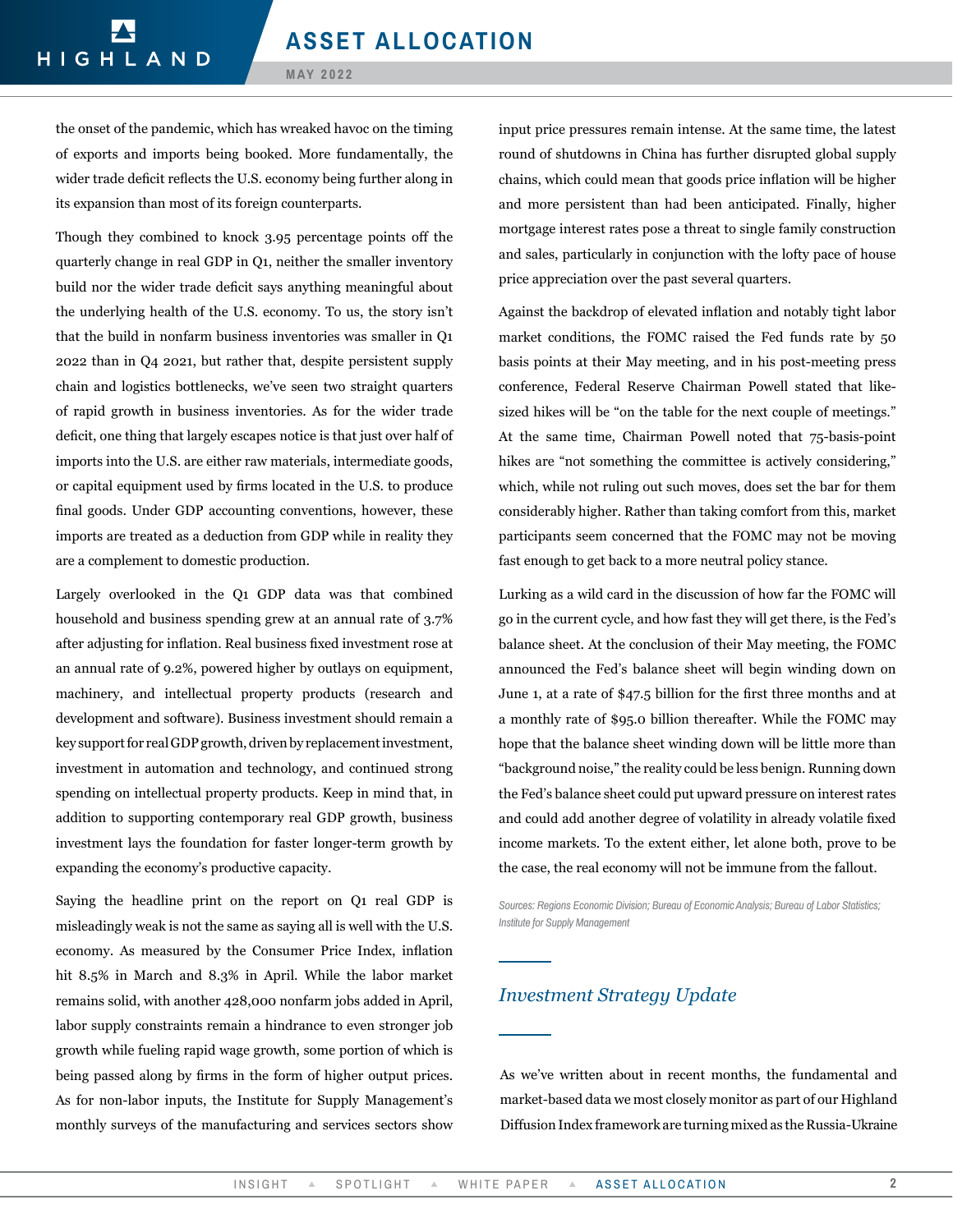the onset of the pandemic, which has wreaked havoc on the timing of exports and imports being booked. More fundamentally, the wider trade deficit reflects the U.S. economy being further along in its expansion than most of its foreign counterparts.

Though they combined to knock 3.95 percentage points off the quarterly change in real GDP in Q1, neither the smaller inventory build nor the wider trade deficit says anything meaningful about the underlying health of the U.S. economy. To us, the story isn't that the build in nonfarm business inventories was smaller in Q1 2022 than in Q4 2021, but rather that, despite persistent supply chain and logistics bottlenecks, we've seen two straight quarters of rapid growth in business inventories. As for the wider trade deficit, one thing that largely escapes notice is that just over half of imports into the U.S. are either raw materials, intermediate goods, or capital equipment used by firms located in the U.S. to produce final goods. Under GDP accounting conventions, however, these imports are treated as a deduction from GDP while in reality they are a complement to domestic production.

Largely overlooked in the Q1 GDP data was that combined household and business spending grew at an annual rate of 3.7% after adjusting for inflation. Real business fixed investment rose at an annual rate of 9.2%, powered higher by outlays on equipment, machinery, and intellectual property products (research and development and software). Business investment should remain a key support for real GDP growth, driven by replacement investment, investment in automation and technology, and continued strong spending on intellectual property products. Keep in mind that, in addition to supporting contemporary real GDP growth, business investment lays the foundation for faster longer-term growth by expanding the economy's productive capacity.

Saying the headline print on the report on Q1 real GDP is misleadingly weak is not the same as saying all is well with the U.S. economy. As measured by the Consumer Price Index, inflation hit 8.5% in March and 8.3% in April. While the labor market remains solid, with another 428,000 nonfarm jobs added in April, labor supply constraints remain a hindrance to even stronger job growth while fueling rapid wage growth, some portion of which is being passed along by firms in the form of higher output prices. As for non-labor inputs, the Institute for Supply Management's monthly surveys of the manufacturing and services sectors show input price pressures remain intense. At the same time, the latest round of shutdowns in China has further disrupted global supply chains, which could mean that goods price inflation will be higher and more persistent than had been anticipated. Finally, higher mortgage interest rates pose a threat to single family construction and sales, particularly in conjunction with the lofty pace of house price appreciation over the past several quarters.

Against the backdrop of elevated inflation and notably tight labor market conditions, the FOMC raised the Fed funds rate by 50 basis points at their May meeting, and in his post-meeting press conference, Federal Reserve Chairman Powell stated that like-sized hikes will be "on the table for the next couple of meetings." At the same time, Chairman Powell noted that 75-basis-point hikes are "not something the committee is actively considering," which, while not ruling out such moves, does set the bar for them considerably higher. Rather than taking comfort from this, market participants seem concerned that the FOMC may not be moving fast enough to get back to a more neutral policy stance.

Lurking as a wild card in the discussion of how far the FOMC will go in the current cycle, and how fast they will get there, is the Fed's balance sheet. At the conclusion of their May meeting, the FOMC announced the Fed's balance sheet will begin winding down on June 1, at a rate of $47.5 billion for the first three months and at a monthly rate of $95.0 billion thereafter. While the FOMC may hope that the balance sheet winding down will be little more than "background noise," the reality could be less benign. Running down the Fed's balance sheet could put upward pressure on interest rates and could add another degree of volatility in already volatile fixed income markets. To the extent either, let alone both, prove to be the case, the real economy will not be immune from the fallout.

*Sources: Regions Economic Division; Bureau of Economic Analysis; Bureau of Labor Statistics; Institute for Supply Management*

## *Investment Strategy Update*

As we've written about in recent months, the fundamental and market-based data we most closely monitor as part of our Highland Diffusion Index framework are turning mixed as the Russia-Ukraine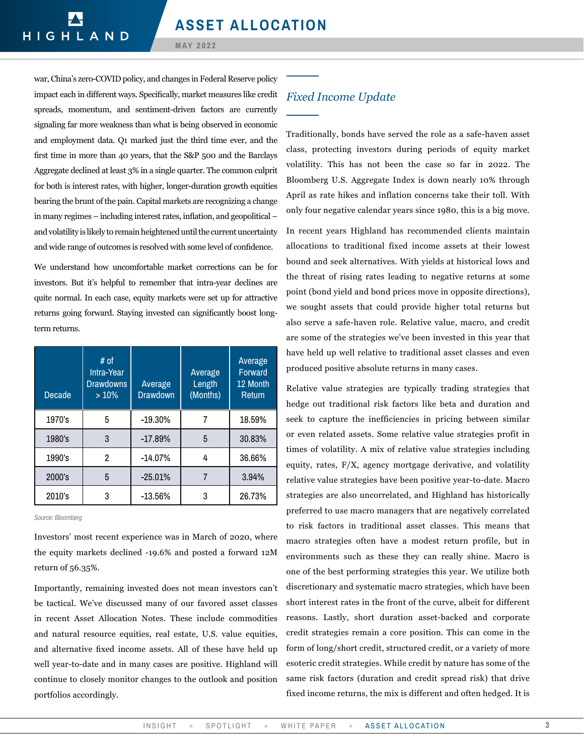war, China's zero-COVID policy, and changes in Federal Reserve policy impact each in different ways. Specifically, market measures like credit spreads, momentum, and sentiment-driven factors are currently signaling far more weakness than what is being observed in economic and employment data. Q1 marked just the third time ever, and the first time in more than 40 years, that the S&P 500 and the Barclays Aggregate declined at least 3% in a single quarter. The common culprit for both is interest rates, with higher, longer-duration growth equities bearing the brunt of the pain. Capital markets are recognizing a change in many regimes – including interest rates, inflation, and geopolitical – and volatility is likely to remain heightened until the current uncertainty and wide range of outcomes is resolved with some level of confidence.

We understand how uncomfortable market corrections can be for investors. But it's helpful to remember that intra-year declines are quite normal. In each case, equity markets were set up for attractive returns going forward. Staying invested can significantly boost long-term returns.

| Decade | # of Intra-Year Drawdowns > 10% | Average Drawdown | Average Length (Months) | Average Forward 12 Month Return |
|---|---|---|---|---|
| 1970's | 5 | -19.30% | 7 | 18.59% |
| 1980's | 3 | -17.89% | 5 | 30.83% |
| 1990's | 2 | -14.07% | 4 | 36.66% |
| 2000's | 5 | -25.01% | 7 | 3.94% |
| 2010's | 3 | -13.56% | 3 | 26.73% |

*Source: Bloomberg*

Investors' most recent experience was in March of 2020, where the equity markets declined -19.6% and posted a forward 12M return of 56.35%.

Importantly, remaining invested does not mean investors can't be tactical. We've discussed many of our favored asset classes in recent Asset Allocation Notes. These include commodities and natural resource equities, real estate, U.S. value equities, and alternative fixed income assets. All of these have held up well year-to-date and in many cases are positive. Highland will continue to closely monitor changes to the outlook and position portfolios accordingly.

## *Fixed Income Update*

Traditionally, bonds have served the role as a safe-haven asset class, protecting investors during periods of equity market volatility. This has not been the case so far in 2022. The Bloomberg U.S. Aggregate Index is down nearly 10% through April as rate hikes and inflation concerns take their toll. With only four negative calendar years since 1980, this is a big move.

In recent years Highland has recommended clients maintain allocations to traditional fixed income assets at their lowest bound and seek alternatives. With yields at historical lows and the threat of rising rates leading to negative returns at some point (bond yield and bond prices move in opposite directions), we sought assets that could provide higher total returns but also serve a safe-haven role. Relative value, macro, and credit are some of the strategies we've been invested in this year that have held up well relative to traditional asset classes and even produced positive absolute returns in many cases.

Relative value strategies are typically trading strategies that hedge out traditional risk factors like beta and duration and seek to capture the inefficiencies in pricing between similar or even related assets. Some relative value strategies profit in times of volatility. A mix of relative value strategies including equity, rates, F/X, agency mortgage derivative, and volatility relative value strategies have been positive year-to-date. Macro strategies are also uncorrelated, and Highland has historically preferred to use macro managers that are negatively correlated to risk factors in traditional asset classes. This means that macro strategies often have a modest return profile, but in environments such as these they can really shine. Macro is one of the best performing strategies this year. We utilize both discretionary and systematic macro strategies, which have been short interest rates in the front of the curve, albeit for different reasons. Lastly, short duration asset-backed and corporate credit strategies remain a core position. This can come in the form of long/short credit, structured credit, or a variety of more esoteric credit strategies. While credit by nature has some of the same risk factors (duration and credit spread risk) that drive fixed income returns, the mix is different and often hedged. It is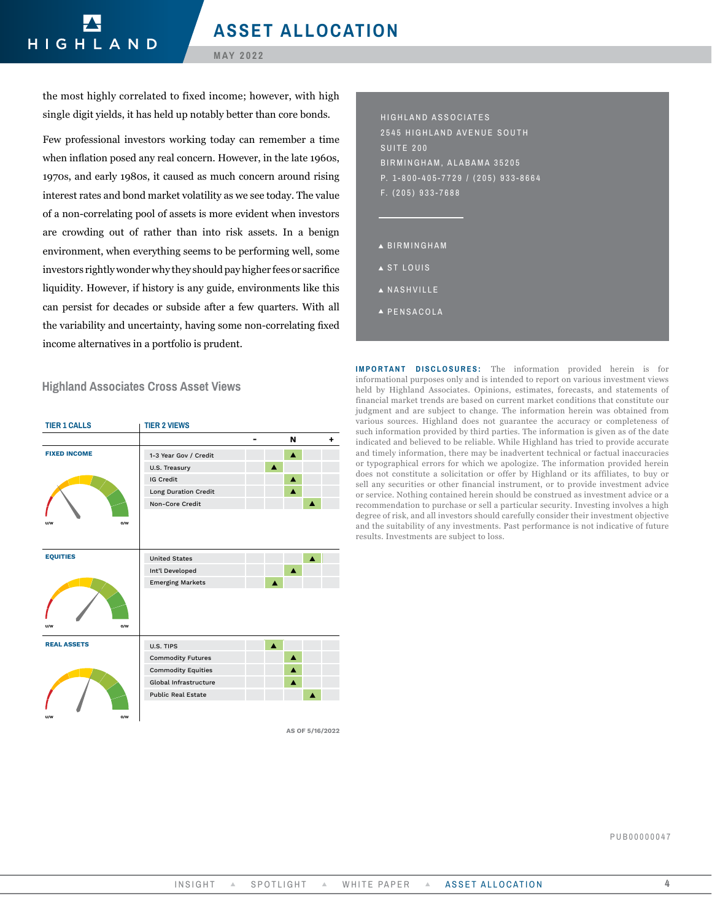the most highly correlated to fixed income; however, with high single digit yields, it has held up notably better than core bonds.

Few professional investors working today can remember a time when inflation posed any real concern. However, in the late 1960s, 1970s, and early 1980s, it caused as much concern around rising interest rates and bond market volatility as we see today. The value of a non-correlating pool of assets is more evident when investors are crowding out of rather than into risk assets. In a benign environment, when everything seems to be performing well, some investors rightly wonder why they should pay higher fees or sacrifice liquidity. However, if history is any guide, environments like this can persist for decades or subside after a few quarters. With all the variability and uncertainty, having some non-correlating fixed income alternatives in a portfolio is prudent.

## Highland Associates Cross Asset Views

| TIER 1 CALLS | TIER 2 VIEWS | - | | N | | + |
|---|---|---|---|---|---|---|
| **FIXED INCOME** | 1-3 Year Gov / Credit | | | ▲ | | |
| | U.S. Treasury | | ▲ | | | |
| | IG Credit | | | ▲ | | |
| | Long Duration Credit | | | ▲ | | |
| | Non-Core Credit | | | | ▲ | |
| **EQUITIES** | United States | | | | ▲ | |
| | Int'l Developed | | | ▲ | | |
| | Emerging Markets | | ▲ | | | |
| **REAL ASSETS** | U.S. TIPS | | ▲ | | | |
| | Commodity Futures | | | ▲ | | |
| | Commodity Equities | | | ▲ | | |
| | Global Infrastructure | | | ▲ | | |
| | Public Real Estate | | | | ▲ | |

U/W O/W

AS OF 5/16/2022

HIGHLAND ASSOCIATES
2545 HIGHLAND AVENUE SOUTH
SUITE 200
BIRMINGHAM, ALABAMA 35205
P. 1-800-405-7729 / (205) 933-8664
F. (205) 933-7688

▲ BIRMINGHAM
▲ ST LOUIS
▲ NASHVILLE
▲ PENSACOLA

**IMPORTANT DISCLOSURES:** The information provided herein is for informational purposes only and is intended to report on various investment views held by Highland Associates. Opinions, estimates, forecasts, and statements of financial market trends are based on current market conditions that constitute our judgment and are subject to change. The information herein was obtained from various sources. Highland does not guarantee the accuracy or completeness of such information provided by third parties. The information is given as of the date indicated and believed to be reliable. While Highland has tried to provide accurate and timely information, there may be inadvertent technical or factual inaccuracies or typographical errors for which we apologize. The information provided herein does not constitute a solicitation or offer by Highland or its affiliates, to buy or sell any securities or other financial instrument, or to provide investment advice or service. Nothing contained herein should be construed as investment advice or a recommendation to purchase or sell a particular security. Investing involves a high degree of risk, and all investors should carefully consider their investment objective and the suitability of any investments. Past performance is not indicative of future results. Investments are subject to loss.

PUB00000047